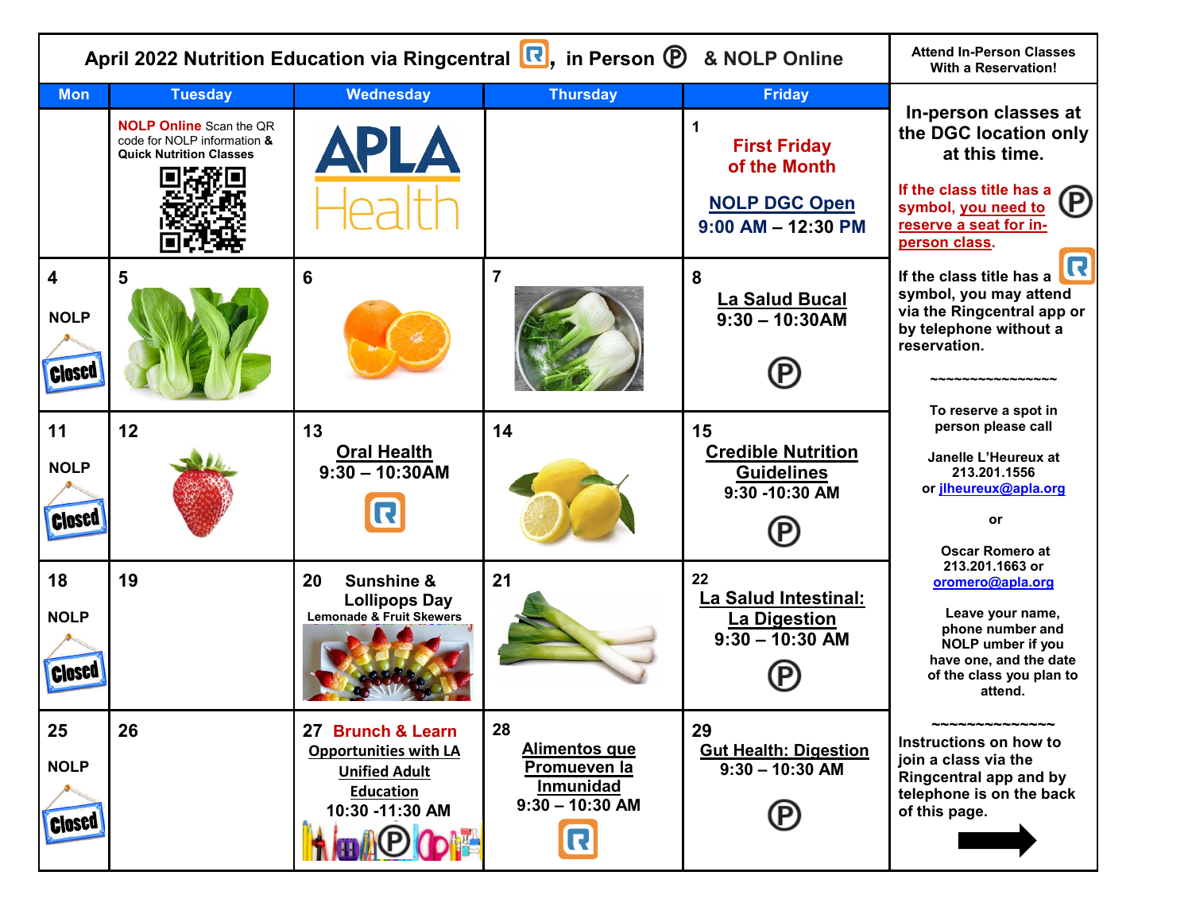# April 2022 Nutrition Education via Ringcentral, in Person Ⓟ & NOLP Online

| Mon | Tuesday | Wednesday | Thursday | Friday |
|---|---|---|---|---|
| | **NOLP Online** Scan the QR code for NOLP information & **Quick Nutrition Classes** | APLA Health | | 1 **First Friday of the Month** **NOLP DGC Open** 9:00 AM – 12:30 PM |
| 4 NOLP Closed | 5 | 6 | 7 | 8 **La Salud Bucal** 9:30 – 10:30AM Ⓟ |
| 11 NOLP Closed | 12 | 13 **Oral Health** 9:30 – 10:30AM (R) | 14 | 15 **Credible Nutrition Guidelines** 9:30 -10:30 AM Ⓟ |
| 18 NOLP Closed | 19 | 20 **Sunshine & Lollipops Day** Lemonade & Fruit Skewers | 21 | 22 **La Salud Intestinal: La Digestion** 9:30 – 10:30 AM Ⓟ |
| 25 NOLP Closed | 26 | 27 **Brunch & Learn** **Opportunities with LA Unified Adult Education** 10:30 -11:30 AM Ⓟ | 28 **Alimentos que Promueven la Inmunidad** 9:30 – 10:30 AM (R) | 29 **Gut Health: Digestion** 9:30 – 10:30 AM Ⓟ |

**Attend In-Person Classes With a Reservation!**

**In-person classes at the DGC location only at this time.**

**If the class title has a Ⓟ symbol, you need to reserve a seat for in-person class.**

**If the class title has a (R) symbol, you may attend via the Ringcentral app or by telephone without a reservation.**

~~~~~~~~~~~~~~~~

**To reserve a spot in person please call**

**Janelle L'Heureux at 213.201.1556 or jlheureux@apla.org**

**or**

**Oscar Romero at 213.201.1663 or oromero@apla.org**

**Leave your name, phone number and NOLP umber if you have one, and the date of the class you plan to attend.**

~~~~~~~~~~~~~~~

**Instructions on how to join a class via the Ringcentral app and by telephone is on the back of this page.**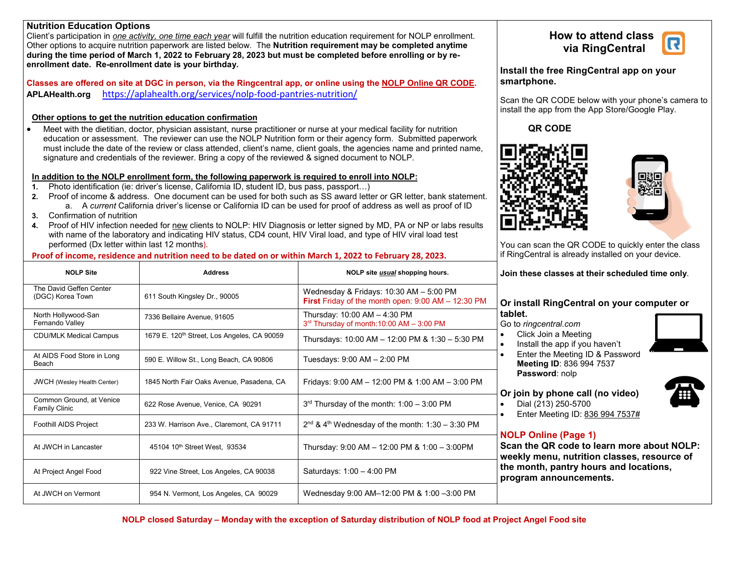## Nutrition Education Options

Client's participation in *one activity, one time each year* will fulfill the nutrition education requirement for NOLP enrollment. Other options to acquire nutrition paperwork are listed below. The **Nutrition requirement may be completed anytime during the time period of March 1, 2022 to February 28, 2023 but must be completed before enrolling or by re-enrollment date. Re-enrollment date is your birthday.**

**Classes are offered on site at DGC in person, via the Ringcentral app, or online using the NOLP Online QR CODE.**

**APLAHealth.org** https://aplahealth.org/services/nolp-food-pantries-nutrition/

### Other options to get the nutrition education confirmation

- Meet with the dietitian, doctor, physician assistant, nurse practitioner or nurse at your medical facility for nutrition education or assessment. The reviewer can use the NOLP Nutrition form or their agency form. Submitted paperwork must include the date of the review or class attended, client's name, client goals, the agencies name and printed name, signature and credentials of the reviewer. Bring a copy of the reviewed & signed document to NOLP.

### In addition to the NOLP enrollment form, the following paperwork is required to enroll into NOLP:

1. Photo identification (ie: driver's license, California ID, student ID, bus pass, passport…)
2. Proof of income & address. One document can be used for both such as SS award letter or GR letter, bank statement.
   a. A *current* California driver's license or California ID can be used for proof of address as well as proof of ID
3. Confirmation of nutrition
4. Proof of HIV infection needed for new clients to NOLP: HIV Diagnosis or letter signed by MD, PA or NP or labs results with name of the laboratory and indicating HIV status, CD4 count, HIV Viral load, and type of HIV viral load test performed (Dx letter within last 12 months).

**Proof of income, residence and nutrition need to be dated on or within March 1, 2022 to February 28, 2023.**

| NOLP Site | Address | NOLP site *usual* shopping hours. |
|---|---|---|
| The David Geffen Center (DGC) Korea Town | 611 South Kingsley Dr., 90005 | Wednesday & Fridays: 10:30 AM – 5:00 PM<br>**First** Friday of the month open: 9:00 AM – 12:30 PM |
| North Hollywood-San Fernando Valley | 7336 Bellaire Avenue, 91605 | Thursday: 10:00 AM – 4:30 PM<br>3rd Thursday of month:10:00 AM – 3:00 PM |
| CDU/MLK Medical Campus | 1679 E. 120th Street, Los Angeles, CA 90059 | Thursdays: 10:00 AM – 12:00 PM & 1:30 – 5:30 PM |
| At AIDS Food Store in Long Beach | 590 E. Willow St., Long Beach, CA 90806 | Tuesdays: 9:00 AM – 2:00 PM |
| JWCH (Wesley Health Center) | 1845 North Fair Oaks Avenue, Pasadena, CA | Fridays: 9:00 AM – 12:00 PM & 1:00 AM – 3:00 PM |
| Common Ground, at Venice Family Clinic | 622 Rose Avenue, Venice, CA 90291 | 3rd Thursday of the month: 1:00 – 3:00 PM |
| Foothill AIDS Project | 233 W. Harrison Ave., Claremont, CA 91711 | 2nd & 4th Wednesday of the month: 1:30 – 3:30 PM |
| At JWCH in Lancaster | 45104 10th Street West, 93534 | Thursday: 9:00 AM – 12:00 PM & 1:00 – 3:00PM |
| At Project Angel Food | 922 Vine Street, Los Angeles, CA 90038 | Saturdays: 1:00 – 4:00 PM |
| At JWCH on Vermont | 954 N. Vermont, Los Angeles, CA 90029 | Wednesday 9:00 AM–12:00 PM & 1:00 –3:00 PM |

## How to attend class via RingCentral

**Install the free RingCentral app on your smartphone.**

Scan the QR CODE below with your phone's camera to install the app from the App Store/Google Play.

**QR CODE**

You can scan the QR CODE to quickly enter the class if RingCentral is already installed on your device.

**Join these classes at their scheduled time only.**

**Or install RingCentral on your computer or tablet.**

Go to *ringcentral.com*

- Click Join a Meeting
- Install the app if you haven't
- Enter the Meeting ID & Password
  **Meeting ID**: 836 994 7537
  **Password**: nolp

**Or join by phone call (no video)**

- Dial (213) 250-5700
- Enter Meeting ID: 836 994 7537#

**NOLP Online (Page 1)**

**Scan the QR code to learn more about NOLP: weekly menu, nutrition classes, resource of the month, pantry hours and locations, program announcements.**

**NOLP closed Saturday – Monday with the exception of Saturday distribution of NOLP food at Project Angel Food site**